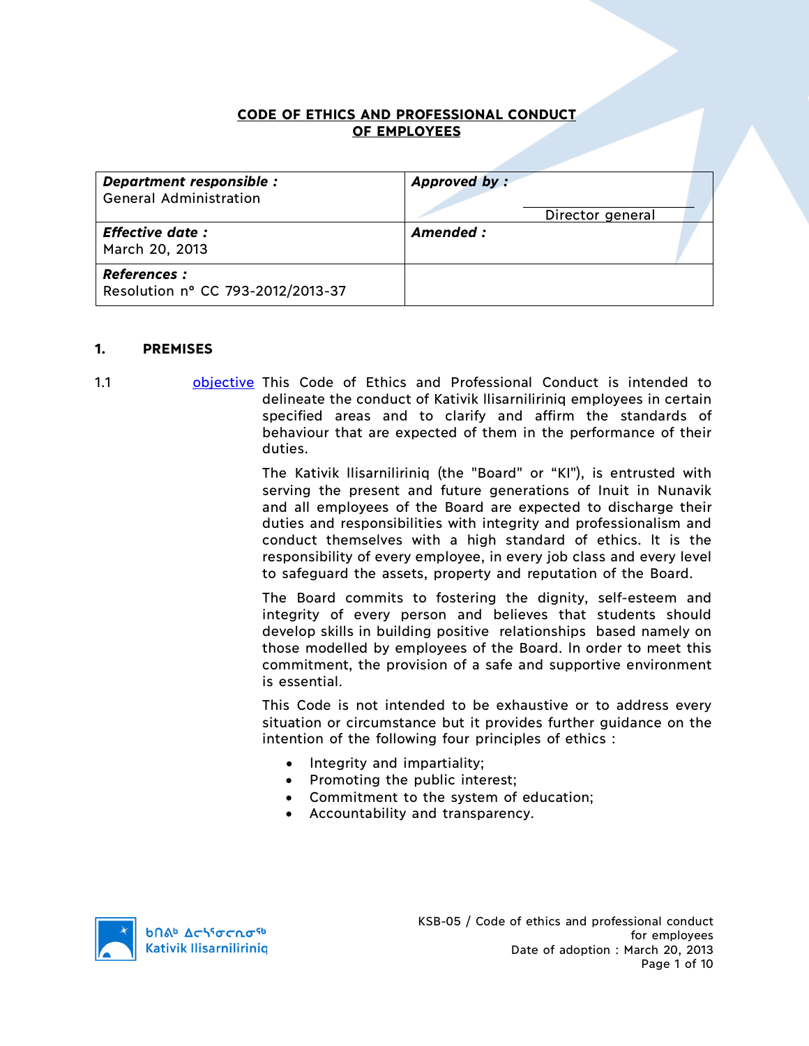**CODE OF ETHICS AND PROFESSIONAL CONDUCT**
**OF EMPLOYEES**

| *Department responsible :* General Administration | *Approved by :* Director general |
|---|---|
| *Effective date :* March 20, 2013 | *Amended :* |
| *References :* Resolution n° CC 793-2012/2013-37 | |

## 1. PREMISES

1.1 objective This Code of Ethics and Professional Conduct is intended to delineate the conduct of Kativik Ilisarniliriniq employees in certain specified areas and to clarify and affirm the standards of behaviour that are expected of them in the performance of their duties.

The Kativik Ilisarniliriniq (the "Board" or “KI"), is entrusted with serving the present and future generations of Inuit in Nunavik and all employees of the Board are expected to discharge their duties and responsibilities with integrity and professionalism and conduct themselves with a high standard of ethics. It is the responsibility of every employee, in every job class and every level to safeguard the assets, property and reputation of the Board.

The Board commits to fostering the dignity, self-esteem and integrity of every person and believes that students should develop skills in building positive relationships based namely on those modelled by employees of the Board. In order to meet this commitment, the provision of a safe and supportive environment is essential.

This Code is not intended to be exhaustive or to address every situation or circumstance but it provides further guidance on the intention of the following four principles of ethics :

- Integrity and impartiality;
- Promoting the public interest;
- Commitment to the system of education;
- Accountability and transparency.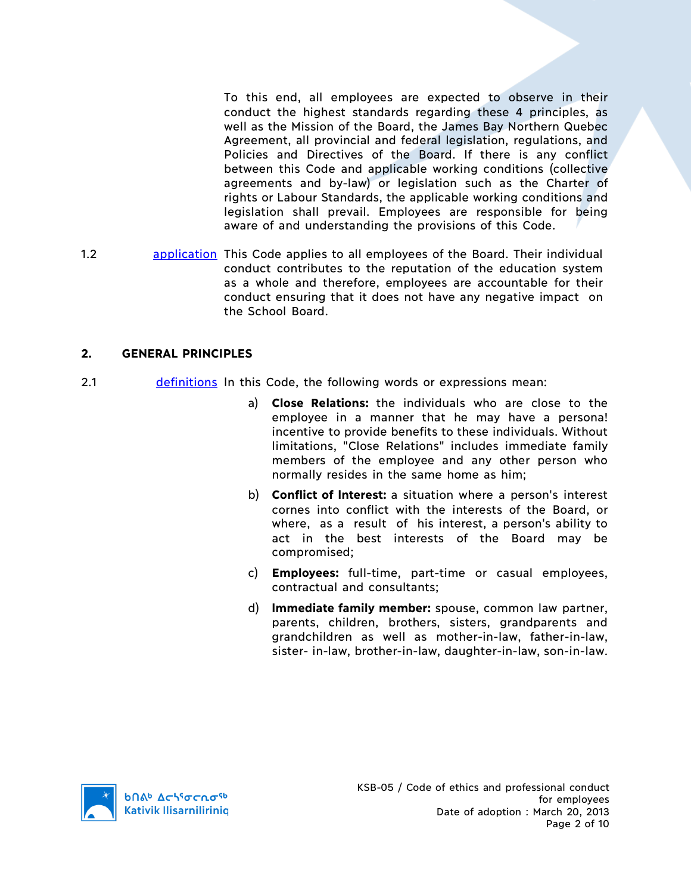To this end, all employees are expected to observe in their conduct the highest standards regarding these 4 principles, as well as the Mission of the Board, the James Bay Northern Quebec Agreement, all provincial and federal legislation, regulations, and Policies and Directives of the Board. If there is any conflict between this Code and applicable working conditions (collective agreements and by-law) or legislation such as the Charter of rights or Labour Standards, the applicable working conditions and legislation shall prevail. Employees are responsible for being aware of and understanding the provisions of this Code.

1.2 application This Code applies to all employees of the Board. Their individual conduct contributes to the reputation of the education system as a whole and therefore, employees are accountable for their conduct ensuring that it does not have any negative impact on the School Board.

## 2. GENERAL PRINCIPLES

2.1 definitions In this Code, the following words or expressions mean:

a) **Close Relations:** the individuals who are close to the employee in a manner that he may have a persona! incentive to provide benefits to these individuals. Without limitations, "Close Relations" includes immediate family members of the employee and any other person who normally resides in the same home as him;

b) **Conflict of Interest:** a situation where a person's interest cornes into conflict with the interests of the Board, or where, as a result of his interest, a person's ability to act in the best interests of the Board may be compromised;

c) **Employees:** full-time, part-time or casual employees, contractual and consultants;

d) **Immediate family member:** spouse, common law partner, parents, children, brothers, sisters, grandparents and grandchildren as well as mother-in-law, father-in-law, sister- in-law, brother-in-law, daughter-in-law, son-in-law.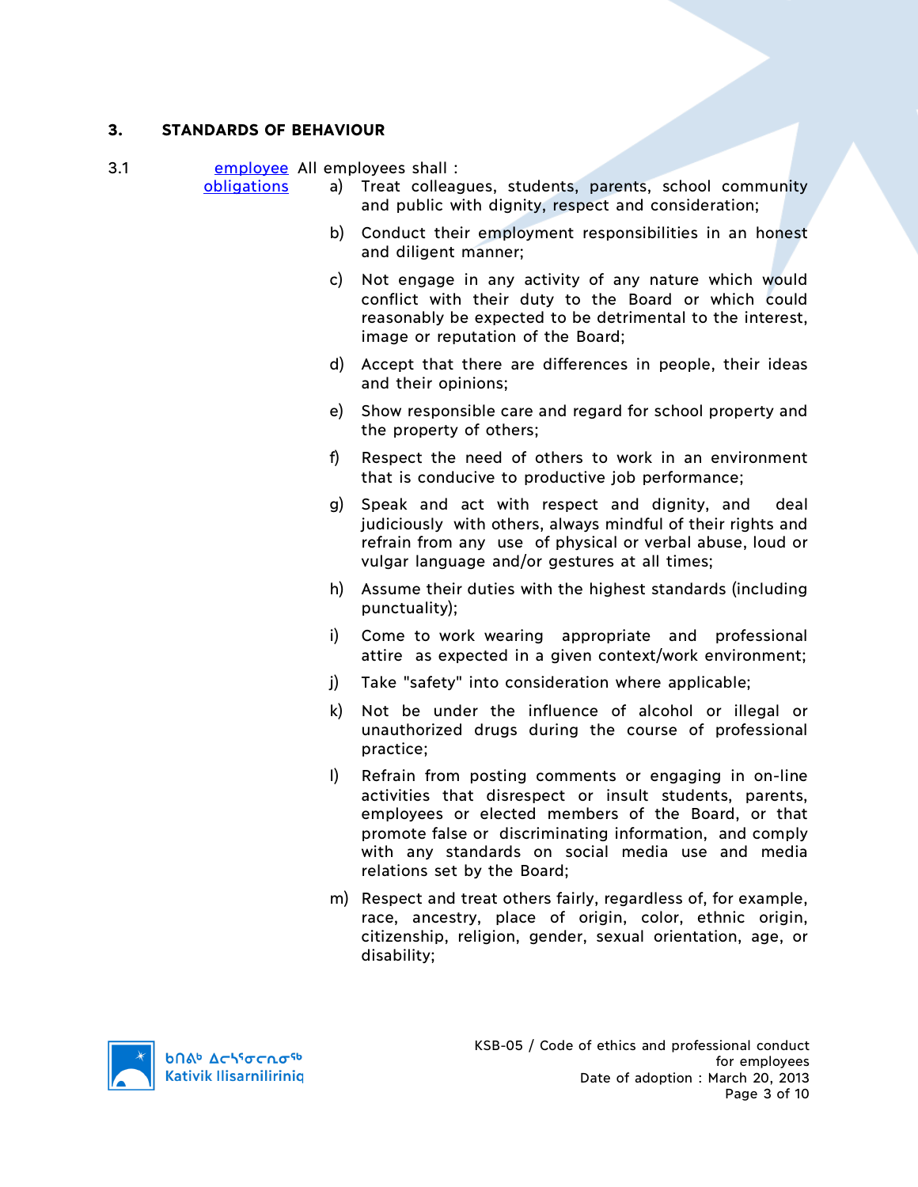## 3. STANDARDS OF BEHAVIOUR

3.1 employee obligations

All employees shall :

a) Treat colleagues, students, parents, school community and public with dignity, respect and consideration;

b) Conduct their employment responsibilities in an honest and diligent manner;

c) Not engage in any activity of any nature which would conflict with their duty to the Board or which could reasonably be expected to be detrimental to the interest, image or reputation of the Board;

d) Accept that there are differences in people, their ideas and their opinions;

e) Show responsible care and regard for school property and the property of others;

f) Respect the need of others to work in an environment that is conducive to productive job performance;

g) Speak and act with respect and dignity, and deal judiciously with others, always mindful of their rights and refrain from any use of physical or verbal abuse, loud or vulgar language and/or gestures at all times;

h) Assume their duties with the highest standards (including punctuality);

i) Come to work wearing appropriate and professional attire as expected in a given context/work environment;

j) Take "safety" into consideration where applicable;

k) Not be under the influence of alcohol or illegal or unauthorized drugs during the course of professional practice;

l) Refrain from posting comments or engaging in on-line activities that disrespect or insult students, parents, employees or elected members of the Board, or that promote false or discriminating information, and comply with any standards on social media use and media relations set by the Board;

m) Respect and treat others fairly, regardless of, for example, race, ancestry, place of origin, color, ethnic origin, citizenship, religion, gender, sexual orientation, age, or disability;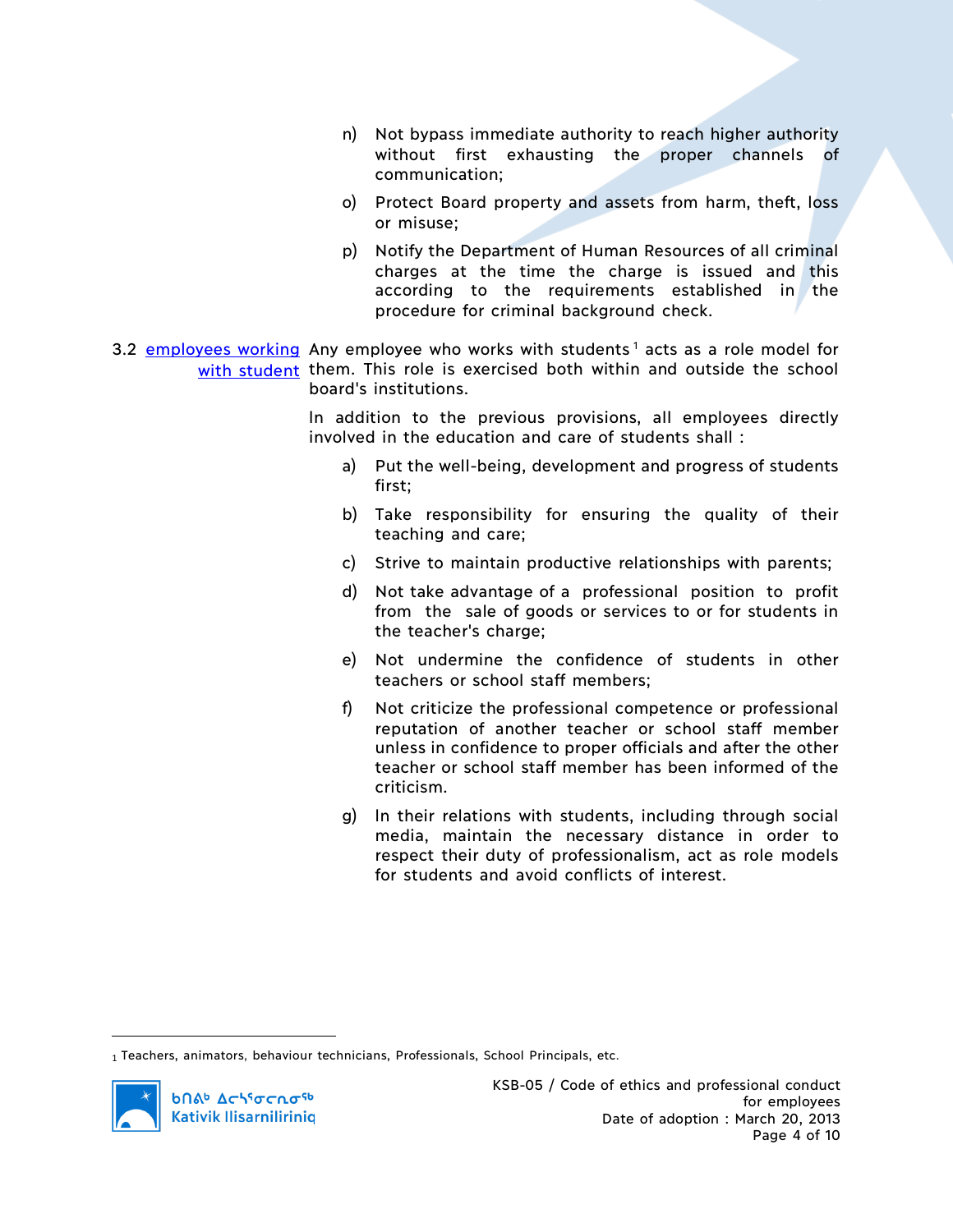n) Not bypass immediate authority to reach higher authority without first exhausting the proper channels of communication;

o) Protect Board property and assets from harm, theft, loss or misuse;

p) Notify the Department of Human Resources of all criminal charges at the time the charge is issued and this according to the requirements established in the procedure for criminal background check.

**3.2 employees working with student**

Any employee who works with students[1] acts as a role model for them. This role is exercised both within and outside the school board's institutions.

In addition to the previous provisions, all employees directly involved in the education and care of students shall :

a) Put the well-being, development and progress of students first;

b) Take responsibility for ensuring the quality of their teaching and care;

c) Strive to maintain productive relationships with parents;

d) Not take advantage of a professional position to profit from the sale of goods or services to or for students in the teacher's charge;

e) Not undermine the confidence of students in other teachers or school staff members;

f) Not criticize the professional competence or professional reputation of another teacher or school staff member unless in confidence to proper officials and after the other teacher or school staff member has been informed of the criticism.

g) In their relations with students, including through social media, maintain the necessary distance in order to respect their duty of professionalism, act as role models for students and avoid conflicts of interest.

---

[1] Teachers, animators, behaviour technicians, Professionals, School Principals, etc.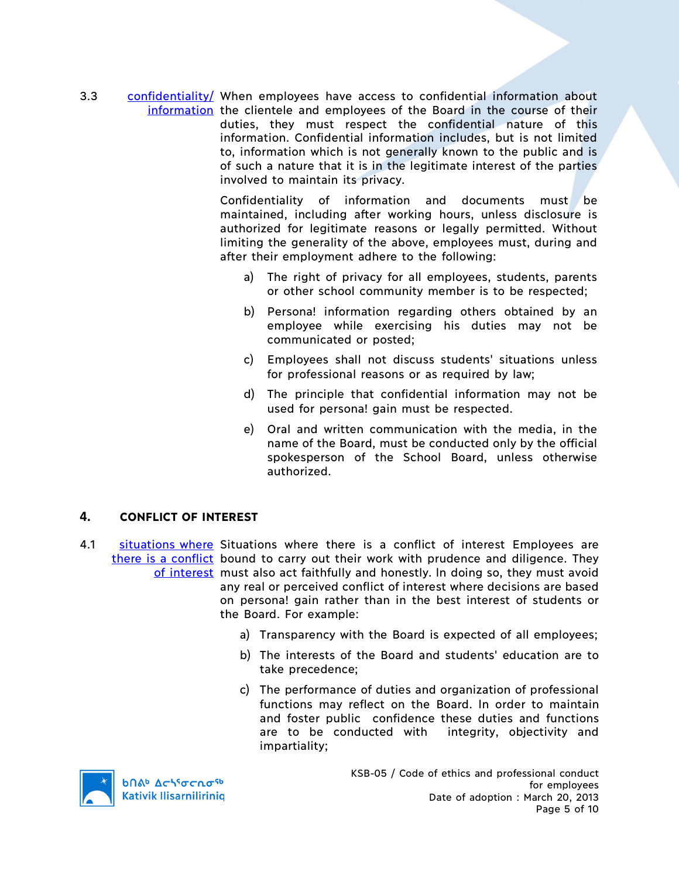3.3 confidentiality/ information

When employees have access to confidential information about the clientele and employees of the Board in the course of their duties, they must respect the confidential nature of this information. Confidential information includes, but is not limited to, information which is not generally known to the public and is of such a nature that it is in the legitimate interest of the parties involved to maintain its privacy.

Confidentiality of information and documents must be maintained, including after working hours, unless disclosure is authorized for legitimate reasons or legally permitted. Without limiting the generality of the above, employees must, during and after their employment adhere to the following:

a) The right of privacy for all employees, students, parents or other school community member is to be respected;

b) Persona! information regarding others obtained by an employee while exercising his duties may not be communicated or posted;

c) Employees shall not discuss students' situations unless for professional reasons or as required by law;

d) The principle that confidential information may not be used for persona! gain must be respected.

e) Oral and written communication with the media, in the name of the Board, must be conducted only by the official spokesperson of the School Board, unless otherwise authorized.

## 4. CONFLICT OF INTEREST

4.1 situations where there is a conflict of interest

Situations where there is a conflict of interest Employees are bound to carry out their work with prudence and diligence. They must also act faithfully and honestly. In doing so, they must avoid any real or perceived conflict of interest where decisions are based on persona! gain rather than in the best interest of students or the Board. For example:

a) Transparency with the Board is expected of all employees;

b) The interests of the Board and students' education are to take precedence;

c) The performance of duties and organization of professional functions may reflect on the Board. In order to maintain and foster public confidence these duties and functions are to be conducted with integrity, objectivity and impartiality;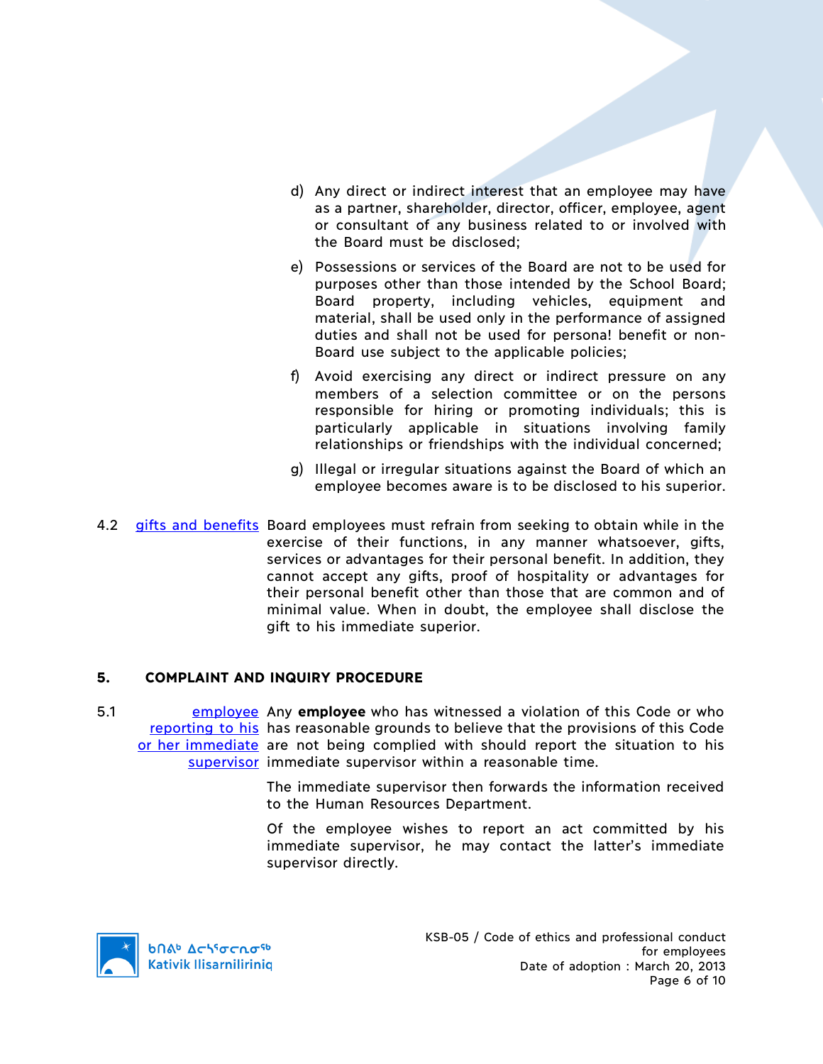d) Any direct or indirect interest that an employee may have as a partner, shareholder, director, officer, employee, agent or consultant of any business related to or involved with the Board must be disclosed;

e) Possessions or services of the Board are not to be used for purposes other than those intended by the School Board; Board property, including vehicles, equipment and material, shall be used only in the performance of assigned duties and shall not be used for persona! benefit or non-Board use subject to the applicable policies;

f) Avoid exercising any direct or indirect pressure on any members of a selection committee or on the persons responsible for hiring or promoting individuals; this is particularly applicable in situations involving family relationships or friendships with the individual concerned;

g) Illegal or irregular situations against the Board of which an employee becomes aware is to be disclosed to his superior.

4.2 gifts and benefits Board employees must refrain from seeking to obtain while in the exercise of their functions, in any manner whatsoever, gifts, services or advantages for their personal benefit. In addition, they cannot accept any gifts, proof of hospitality or advantages for their personal benefit other than those that are common and of minimal value. When in doubt, the employee shall disclose the gift to his immediate superior.

## 5. COMPLAINT AND INQUIRY PROCEDURE

5.1 employee reporting to his or her immediate supervisor Any **employee** who has witnessed a violation of this Code or who has reasonable grounds to believe that the provisions of this Code are not being complied with should report the situation to his immediate supervisor within a reasonable time.

The immediate supervisor then forwards the information received to the Human Resources Department.

Of the employee wishes to report an act committed by his immediate supervisor, he may contact the latter's immediate supervisor directly.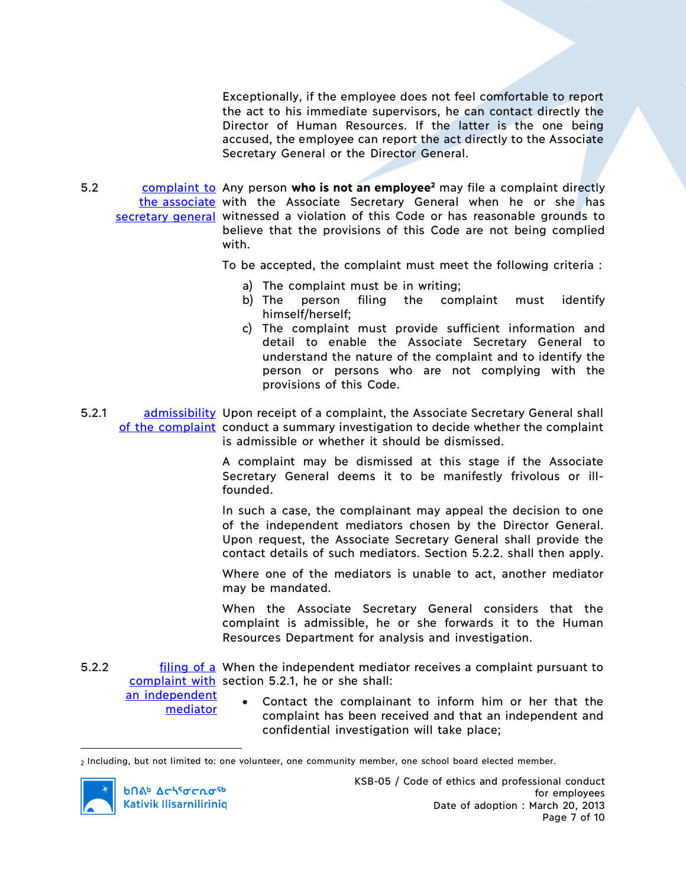Exceptionally, if the employee does not feel comfortable to report the act to his immediate supervisors, he can contact directly the Director of Human Resources. If the latter is the one being accused, the employee can report the act directly to the Associate Secretary General or the Director General.

5.2 complaint to the associate secretary general

Any person **who is not an employee**[2] may file a complaint directly with the Associate Secretary General when he or she has witnessed a violation of this Code or has reasonable grounds to believe that the provisions of this Code are not being complied with.

To be accepted, the complaint must meet the following criteria :

a) The complaint must be in writing;
b) The person filing the complaint must identify himself/herself;
c) The complaint must provide sufficient information and detail to enable the Associate Secretary General to understand the nature of the complaint and to identify the person or persons who are not complying with the provisions of this Code.

5.2.1 admissibility of the complaint

Upon receipt of a complaint, the Associate Secretary General shall conduct a summary investigation to decide whether the complaint is admissible or whether it should be dismissed.

A complaint may be dismissed at this stage if the Associate Secretary General deems it to be manifestly frivolous or ill-founded.

In such a case, the complainant may appeal the decision to one of the independent mediators chosen by the Director General. Upon request, the Associate Secretary General shall provide the contact details of such mediators. Section 5.2.2. shall then apply.

Where one of the mediators is unable to act, another mediator may be mandated.

When the Associate Secretary General considers that the complaint is admissible, he or she forwards it to the Human Resources Department for analysis and investigation.

5.2.2 filing of a complaint with an independent mediator

When the independent mediator receives a complaint pursuant to section 5.2.1, he or she shall:

- Contact the complainant to inform him or her that the complaint has been received and that an independent and confidential investigation will take place;

---

[2] Including, but not limited to: one volunteer, one community member, one school board elected member.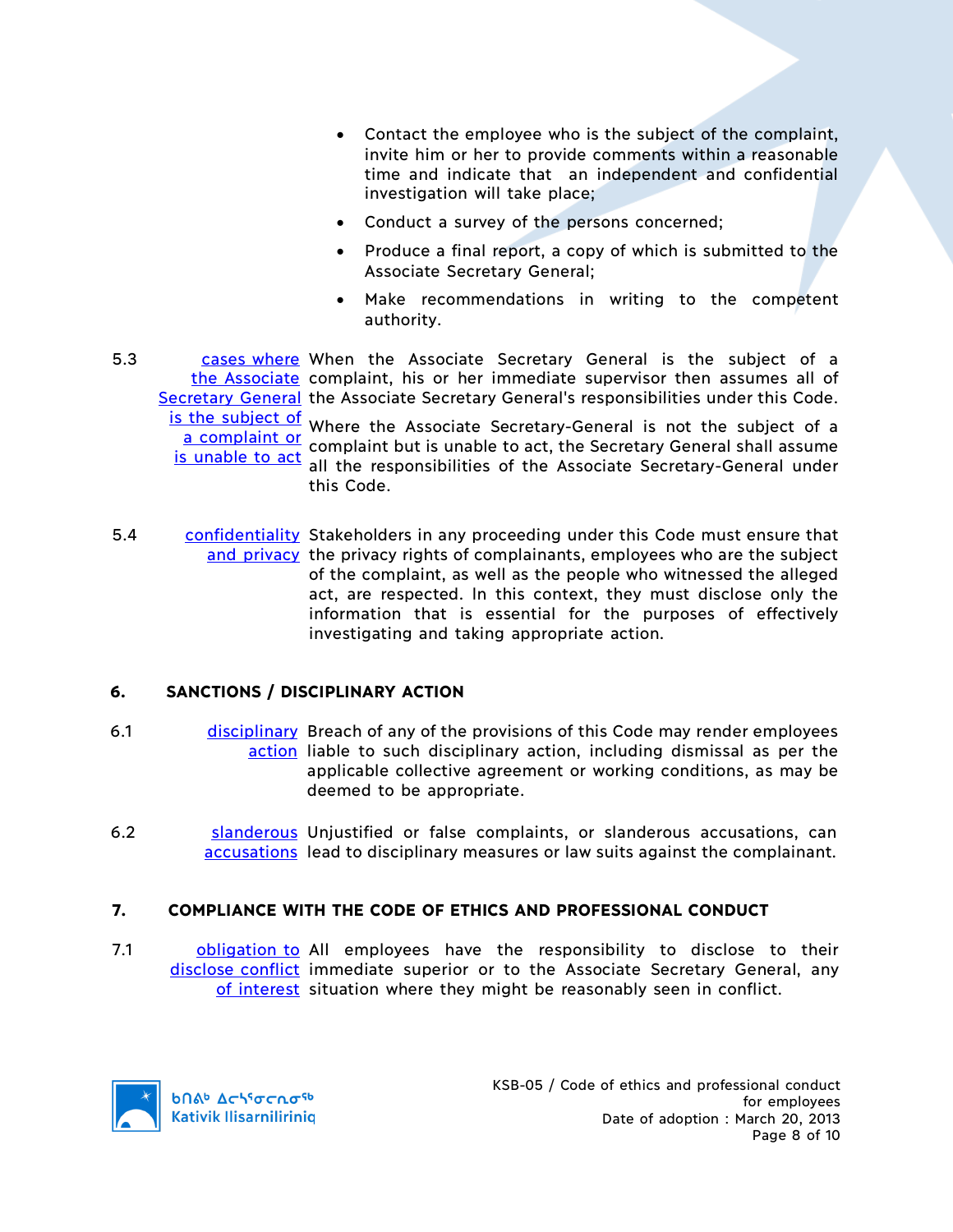- Contact the employee who is the subject of the complaint, invite him or her to provide comments within a reasonable time and indicate that an independent and confidential investigation will take place;
- Conduct a survey of the persons concerned;
- Produce a final report, a copy of which is submitted to the Associate Secretary General;
- Make recommendations in writing to the competent authority.

5.3 cases where the Associate Secretary General is the subject of a complaint or is unable to act

When the Associate Secretary General is the subject of a complaint, his or her immediate supervisor then assumes all of the Associate Secretary General's responsibilities under this Code.

Where the Associate Secretary-General is not the subject of a complaint but is unable to act, the Secretary General shall assume all the responsibilities of the Associate Secretary-General under this Code.

5.4 confidentiality and privacy

Stakeholders in any proceeding under this Code must ensure that the privacy rights of complainants, employees who are the subject of the complaint, as well as the people who witnessed the alleged act, are respected. In this context, they must disclose only the information that is essential for the purposes of effectively investigating and taking appropriate action.

## 6. SANCTIONS / DISCIPLINARY ACTION

6.1 disciplinary action

Breach of any of the provisions of this Code may render employees liable to such disciplinary action, including dismissal as per the applicable collective agreement or working conditions, as may be deemed to be appropriate.

6.2 slanderous accusations

Unjustified or false complaints, or slanderous accusations, can lead to disciplinary measures or law suits against the complainant.

## 7. COMPLIANCE WITH THE CODE OF ETHICS AND PROFESSIONAL CONDUCT

7.1 obligation to disclose conflict of interest

All employees have the responsibility to disclose to their immediate superior or to the Associate Secretary General, any situation where they might be reasonably seen in conflict.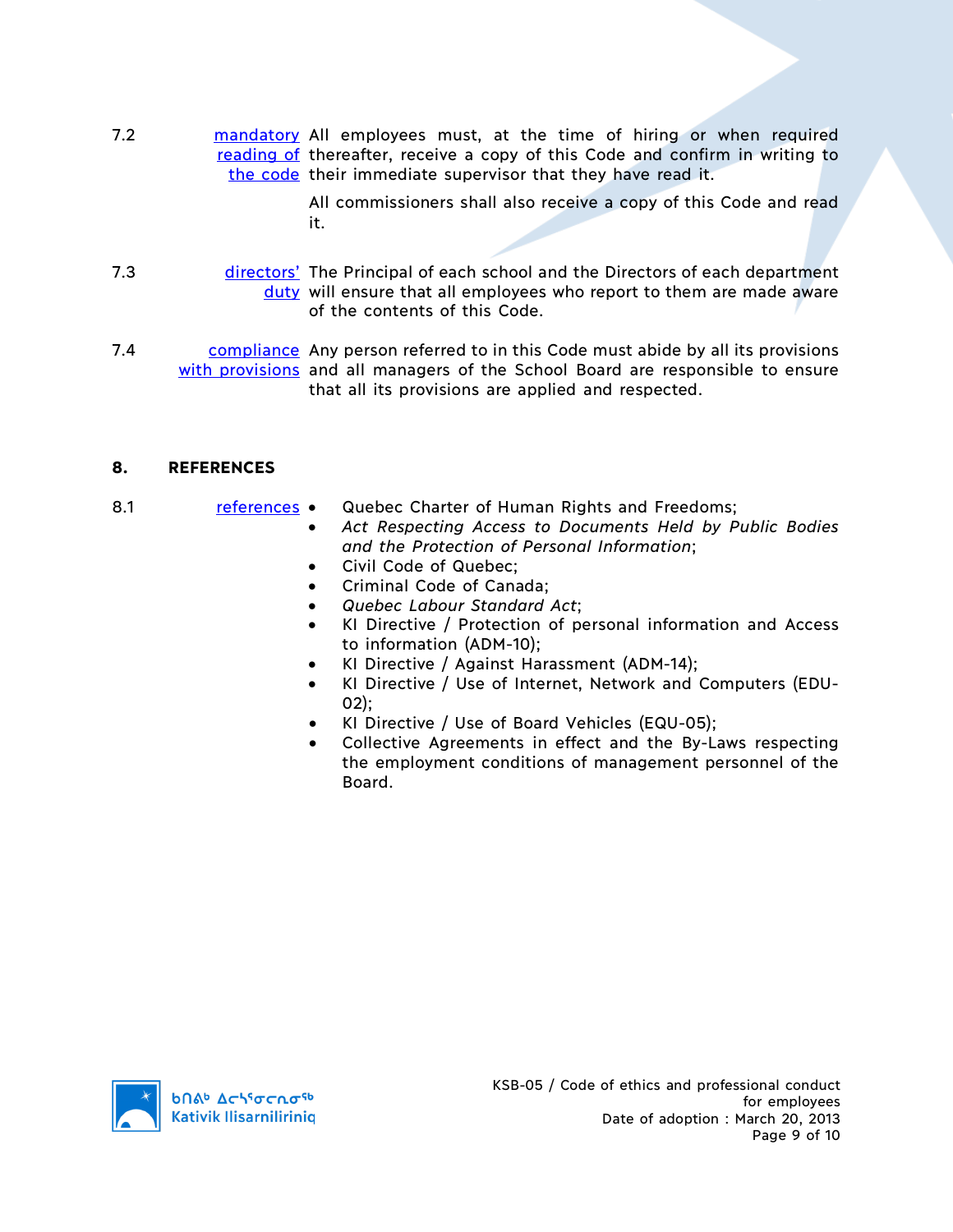7.2 mandatory reading of the code — All employees must, at the time of hiring or when required thereafter, receive a copy of this Code and confirm in writing to their immediate supervisor that they have read it.

All commissioners shall also receive a copy of this Code and read it.

7.3 directors' duty — The Principal of each school and the Directors of each department will ensure that all employees who report to them are made aware of the contents of this Code.

7.4 compliance with provisions — Any person referred to in this Code must abide by all its provisions and all managers of the School Board are responsible to ensure that all its provisions are applied and respected.

## 8. REFERENCES

8.1 references

- Quebec Charter of Human Rights and Freedoms;
- *Act Respecting Access to Documents Held by Public Bodies and the Protection of Personal Information*;
- Civil Code of Quebec;
- Criminal Code of Canada;
- *Quebec Labour Standard Act*;
- KI Directive / Protection of personal information and Access to information (ADM-10);
- KI Directive / Against Harassment (ADM-14);
- KI Directive / Use of Internet, Network and Computers (EDU-02);
- KI Directive / Use of Board Vehicles (EQU-05);
- Collective Agreements in effect and the By-Laws respecting the employment conditions of management personnel of the Board.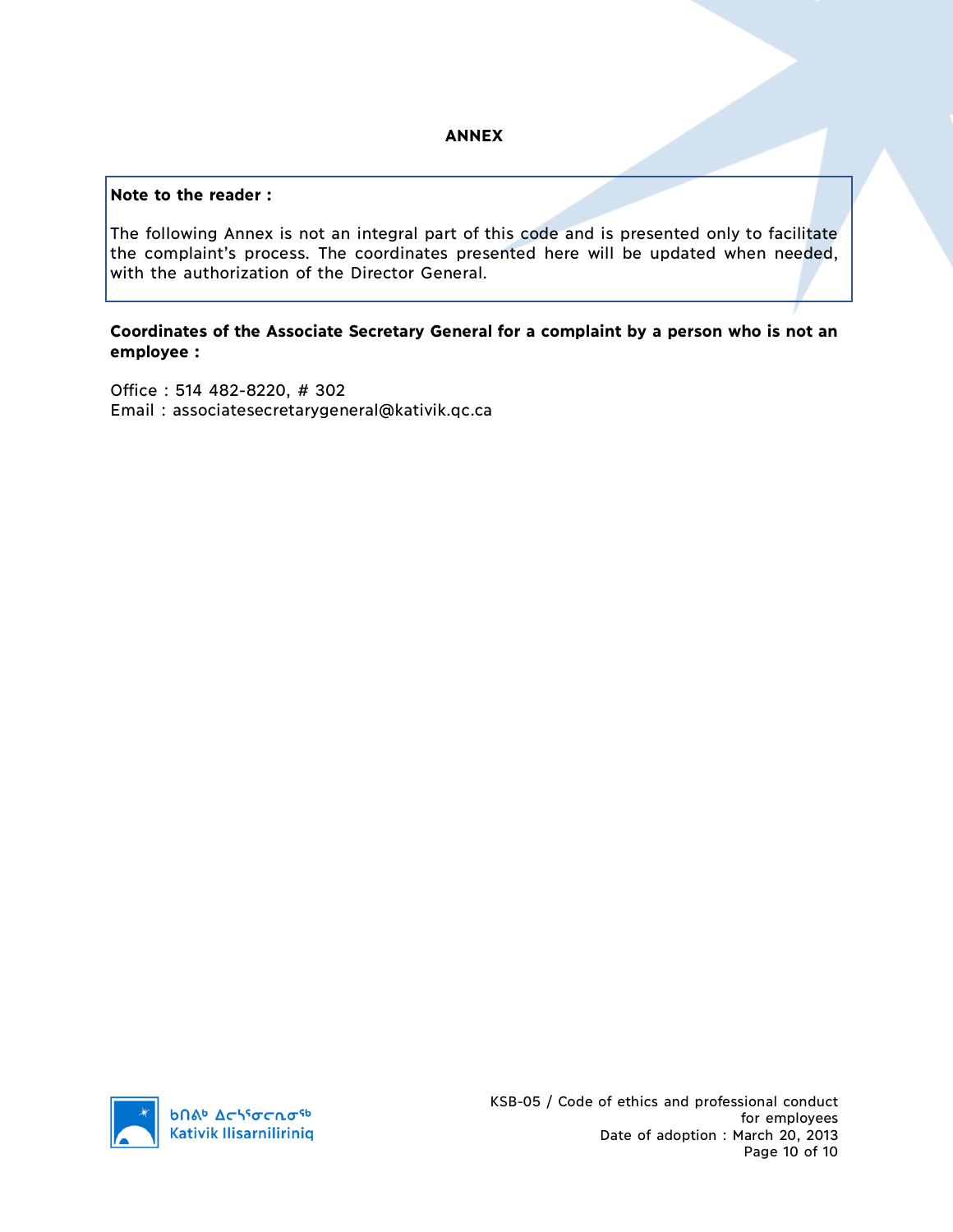# ANNEX

**Note to the reader :**

The following Annex is not an integral part of this code and is presented only to facilitate the complaint's process. The coordinates presented here will be updated when needed, with the authorization of the Director General.

**Coordinates of the Associate Secretary General for a complaint by a person who is not an employee :**

Office : 514 482-8220, # 302
Email : associatesecretarygeneral@kativik.qc.ca